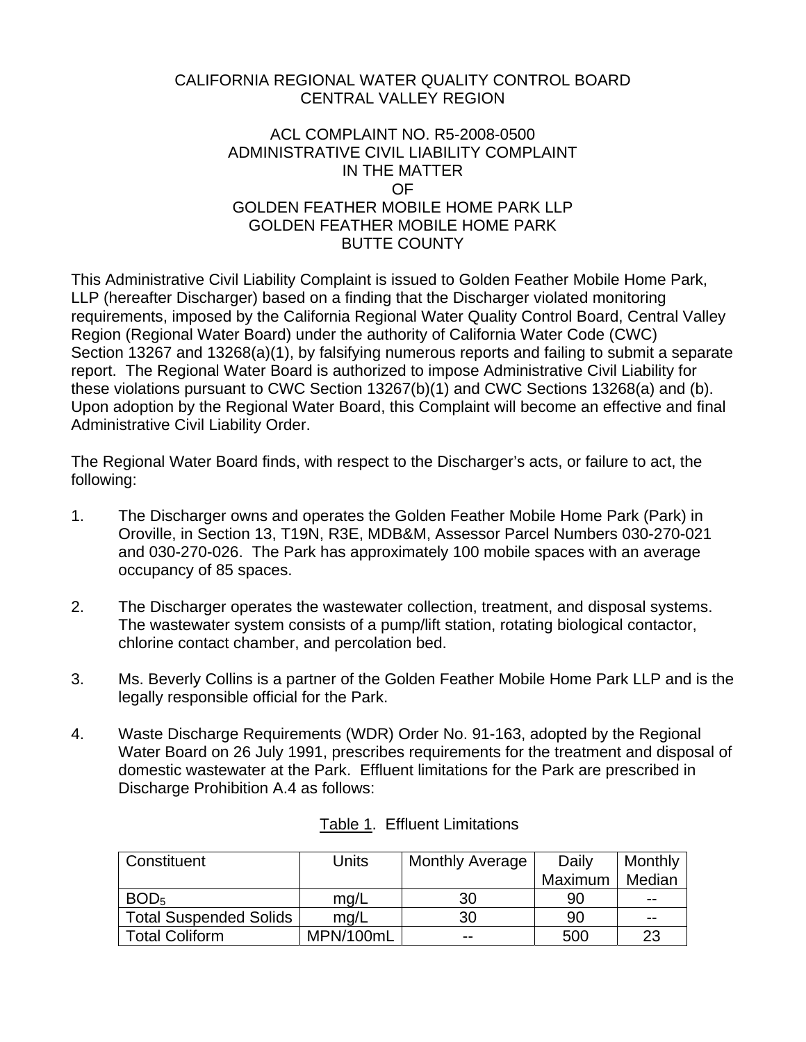CALIFORNIA REGIONAL WATER QUALITY CONTROL BOARD
CENTRAL VALLEY REGION

ACL COMPLAINT NO. R5-2008-0500
ADMINISTRATIVE CIVIL LIABILITY COMPLAINT
IN THE MATTER
OF
GOLDEN FEATHER MOBILE HOME PARK LLP
GOLDEN FEATHER MOBILE HOME PARK
BUTTE COUNTY

This Administrative Civil Liability Complaint is issued to Golden Feather Mobile Home Park, LLP (hereafter Discharger) based on a finding that the Discharger violated monitoring requirements, imposed by the California Regional Water Quality Control Board, Central Valley Region (Regional Water Board) under the authority of California Water Code (CWC) Section 13267 and 13268(a)(1), by falsifying numerous reports and failing to submit a separate report. The Regional Water Board is authorized to impose Administrative Civil Liability for these violations pursuant to CWC Section 13267(b)(1) and CWC Sections 13268(a) and (b). Upon adoption by the Regional Water Board, this Complaint will become an effective and final Administrative Civil Liability Order.

The Regional Water Board finds, with respect to the Discharger's acts, or failure to act, the following:

1. The Discharger owns and operates the Golden Feather Mobile Home Park (Park) in Oroville, in Section 13, T19N, R3E, MDB&M, Assessor Parcel Numbers 030-270-021 and 030-270-026. The Park has approximately 100 mobile spaces with an average occupancy of 85 spaces.

2. The Discharger operates the wastewater collection, treatment, and disposal systems. The wastewater system consists of a pump/lift station, rotating biological contactor, chlorine contact chamber, and percolation bed.

3. Ms. Beverly Collins is a partner of the Golden Feather Mobile Home Park LLP and is the legally responsible official for the Park.

4. Waste Discharge Requirements (WDR) Order No. 91-163, adopted by the Regional Water Board on 26 July 1991, prescribes requirements for the treatment and disposal of domestic wastewater at the Park. Effluent limitations for the Park are prescribed in Discharge Prohibition A.4 as follows:

Table 1. Effluent Limitations

| Constituent | Units | Monthly Average | Daily Maximum | Monthly Median |
|---|---|---|---|---|
| $BOD_5$ | mg/L | 30 | 90 | -- |
| Total Suspended Solids | mg/L | 30 | 90 | -- |
| Total Coliform | MPN/100mL | -- | 500 | 23 |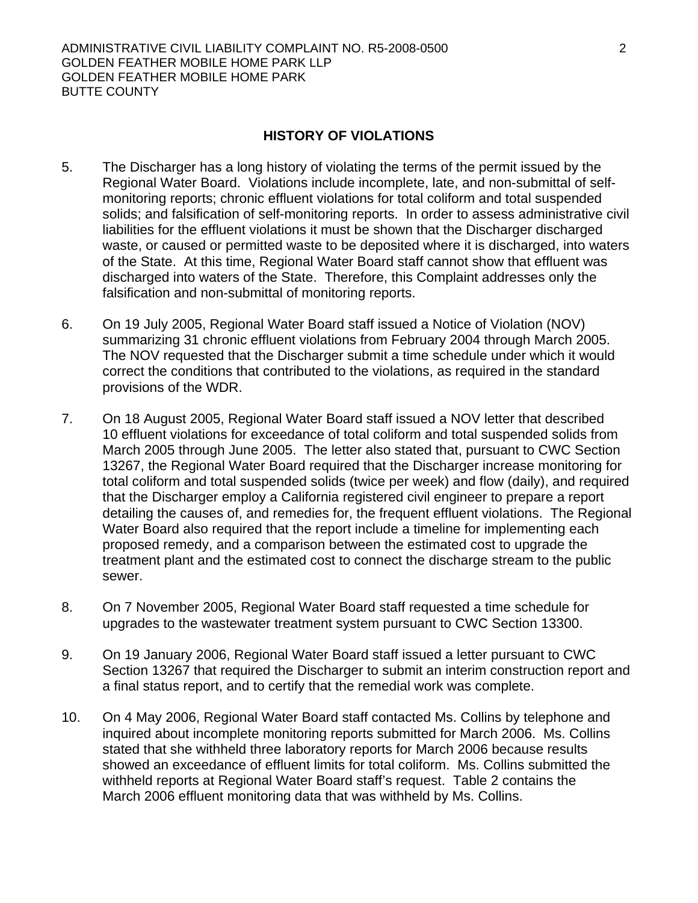## HISTORY OF VIOLATIONS

5. The Discharger has a long history of violating the terms of the permit issued by the Regional Water Board. Violations include incomplete, late, and non-submittal of self-monitoring reports; chronic effluent violations for total coliform and total suspended solids; and falsification of self-monitoring reports. In order to assess administrative civil liabilities for the effluent violations it must be shown that the Discharger discharged waste, or caused or permitted waste to be deposited where it is discharged, into waters of the State. At this time, Regional Water Board staff cannot show that effluent was discharged into waters of the State. Therefore, this Complaint addresses only the falsification and non-submittal of monitoring reports.

6. On 19 July 2005, Regional Water Board staff issued a Notice of Violation (NOV) summarizing 31 chronic effluent violations from February 2004 through March 2005. The NOV requested that the Discharger submit a time schedule under which it would correct the conditions that contributed to the violations, as required in the standard provisions of the WDR.

7. On 18 August 2005, Regional Water Board staff issued a NOV letter that described 10 effluent violations for exceedance of total coliform and total suspended solids from March 2005 through June 2005. The letter also stated that, pursuant to CWC Section 13267, the Regional Water Board required that the Discharger increase monitoring for total coliform and total suspended solids (twice per week) and flow (daily), and required that the Discharger employ a California registered civil engineer to prepare a report detailing the causes of, and remedies for, the frequent effluent violations. The Regional Water Board also required that the report include a timeline for implementing each proposed remedy, and a comparison between the estimated cost to upgrade the treatment plant and the estimated cost to connect the discharge stream to the public sewer.

8. On 7 November 2005, Regional Water Board staff requested a time schedule for upgrades to the wastewater treatment system pursuant to CWC Section 13300.

9. On 19 January 2006, Regional Water Board staff issued a letter pursuant to CWC Section 13267 that required the Discharger to submit an interim construction report and a final status report, and to certify that the remedial work was complete.

10. On 4 May 2006, Regional Water Board staff contacted Ms. Collins by telephone and inquired about incomplete monitoring reports submitted for March 2006. Ms. Collins stated that she withheld three laboratory reports for March 2006 because results showed an exceedance of effluent limits for total coliform. Ms. Collins submitted the withheld reports at Regional Water Board staff's request. Table 2 contains the March 2006 effluent monitoring data that was withheld by Ms. Collins.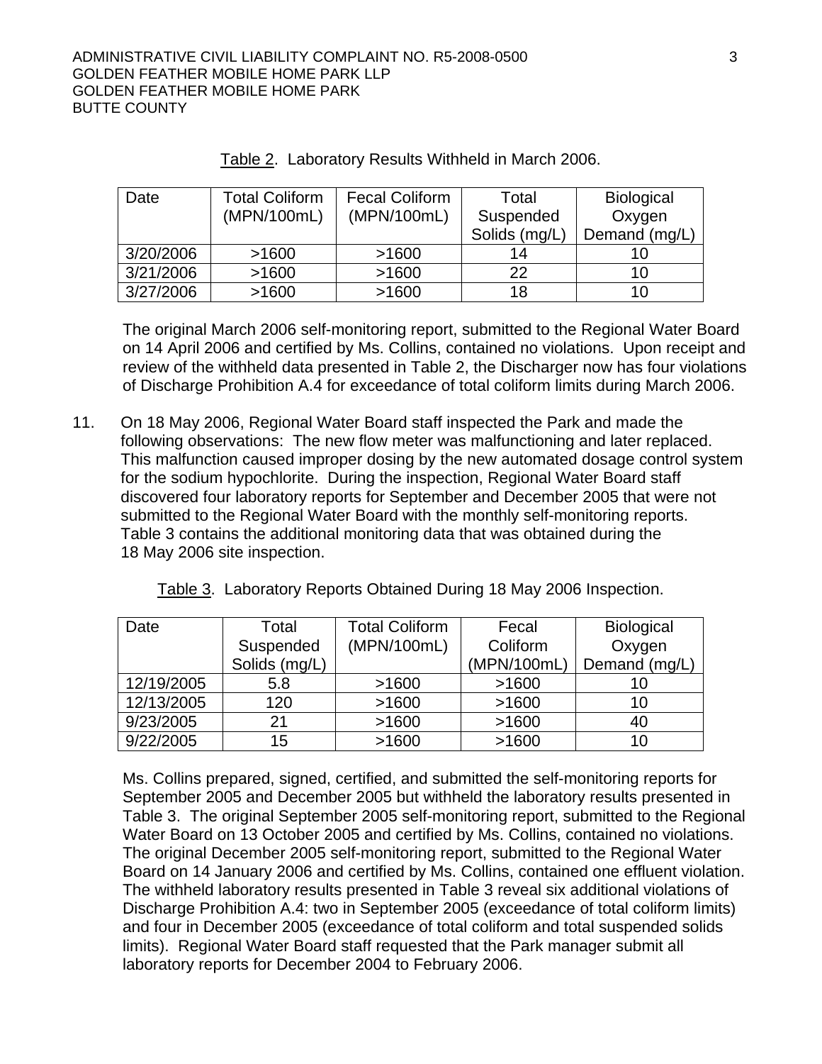Table 2. Laboratory Results Withheld in March 2006.

| Date | Total Coliform (MPN/100mL) | Fecal Coliform (MPN/100mL) | Total Suspended Solids (mg/L) | Biological Oxygen Demand (mg/L) |
|---|---|---|---|---|
| 3/20/2006 | >1600 | >1600 | 14 | 10 |
| 3/21/2006 | >1600 | >1600 | 22 | 10 |
| 3/27/2006 | >1600 | >1600 | 18 | 10 |

The original March 2006 self-monitoring report, submitted to the Regional Water Board on 14 April 2006 and certified by Ms. Collins, contained no violations. Upon receipt and review of the withheld data presented in Table 2, the Discharger now has four violations of Discharge Prohibition A.4 for exceedance of total coliform limits during March 2006.

11. On 18 May 2006, Regional Water Board staff inspected the Park and made the following observations: The new flow meter was malfunctioning and later replaced. This malfunction caused improper dosing by the new automated dosage control system for the sodium hypochlorite. During the inspection, Regional Water Board staff discovered four laboratory reports for September and December 2005 that were not submitted to the Regional Water Board with the monthly self-monitoring reports. Table 3 contains the additional monitoring data that was obtained during the 18 May 2006 site inspection.

Table 3. Laboratory Reports Obtained During 18 May 2006 Inspection.

| Date | Total Suspended Solids (mg/L) | Total Coliform (MPN/100mL) | Fecal Coliform (MPN/100mL) | Biological Oxygen Demand (mg/L) |
|---|---|---|---|---|
| 12/19/2005 | 5.8 | >1600 | >1600 | 10 |
| 12/13/2005 | 120 | >1600 | >1600 | 10 |
| 9/23/2005 | 21 | >1600 | >1600 | 40 |
| 9/22/2005 | 15 | >1600 | >1600 | 10 |

Ms. Collins prepared, signed, certified, and submitted the self-monitoring reports for September 2005 and December 2005 but withheld the laboratory results presented in Table 3. The original September 2005 self-monitoring report, submitted to the Regional Water Board on 13 October 2005 and certified by Ms. Collins, contained no violations. The original December 2005 self-monitoring report, submitted to the Regional Water Board on 14 January 2006 and certified by Ms. Collins, contained one effluent violation. The withheld laboratory results presented in Table 3 reveal six additional violations of Discharge Prohibition A.4: two in September 2005 (exceedance of total coliform limits) and four in December 2005 (exceedance of total coliform and total suspended solids limits). Regional Water Board staff requested that the Park manager submit all laboratory reports for December 2004 to February 2006.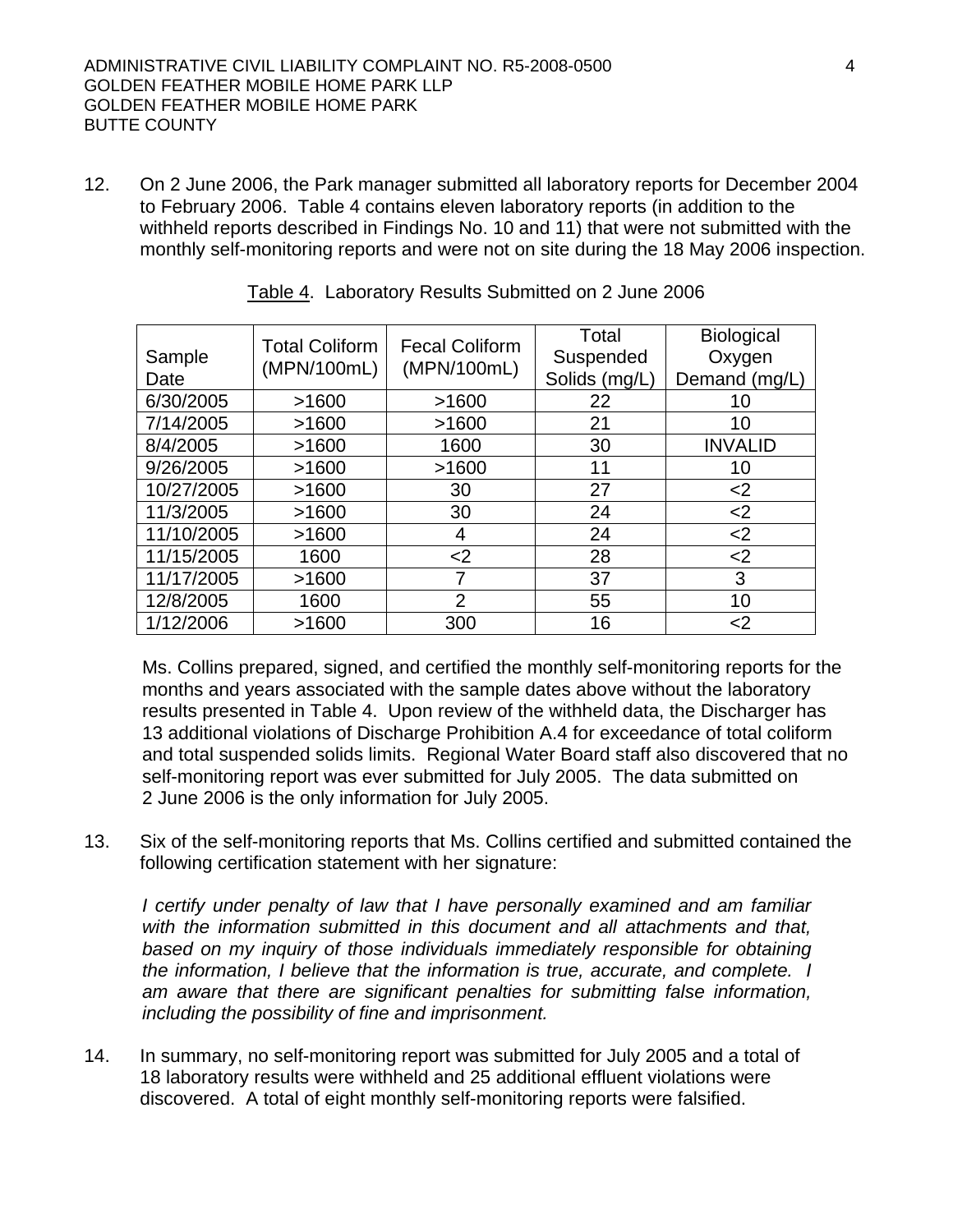12. On 2 June 2006, the Park manager submitted all laboratory reports for December 2004 to February 2006. Table 4 contains eleven laboratory reports (in addition to the withheld reports described in Findings No. 10 and 11) that were not submitted with the monthly self-monitoring reports and were not on site during the 18 May 2006 inspection.

Table 4. Laboratory Results Submitted on 2 June 2006

| Sample Date | Total Coliform (MPN/100mL) | Fecal Coliform (MPN/100mL) | Total Suspended Solids (mg/L) | Biological Oxygen Demand (mg/L) |
|---|---|---|---|---|
| 6/30/2005 | >1600 | >1600 | 22 | 10 |
| 7/14/2005 | >1600 | >1600 | 21 | 10 |
| 8/4/2005 | >1600 | 1600 | 30 | INVALID |
| 9/26/2005 | >1600 | >1600 | 11 | 10 |
| 10/27/2005 | >1600 | 30 | 27 | <2 |
| 11/3/2005 | >1600 | 30 | 24 | <2 |
| 11/10/2005 | >1600 | 4 | 24 | <2 |
| 11/15/2005 | 1600 | <2 | 28 | <2 |
| 11/17/2005 | >1600 | 7 | 37 | 3 |
| 12/8/2005 | 1600 | 2 | 55 | 10 |
| 1/12/2006 | >1600 | 300 | 16 | <2 |

Ms. Collins prepared, signed, and certified the monthly self-monitoring reports for the months and years associated with the sample dates above without the laboratory results presented in Table 4. Upon review of the withheld data, the Discharger has 13 additional violations of Discharge Prohibition A.4 for exceedance of total coliform and total suspended solids limits. Regional Water Board staff also discovered that no self-monitoring report was ever submitted for July 2005. The data submitted on 2 June 2006 is the only information for July 2005.

13. Six of the self-monitoring reports that Ms. Collins certified and submitted contained the following certification statement with her signature:

*I certify under penalty of law that I have personally examined and am familiar with the information submitted in this document and all attachments and that, based on my inquiry of those individuals immediately responsible for obtaining the information, I believe that the information is true, accurate, and complete. I am aware that there are significant penalties for submitting false information, including the possibility of fine and imprisonment.*

14. In summary, no self-monitoring report was submitted for July 2005 and a total of 18 laboratory results were withheld and 25 additional effluent violations were discovered. A total of eight monthly self-monitoring reports were falsified.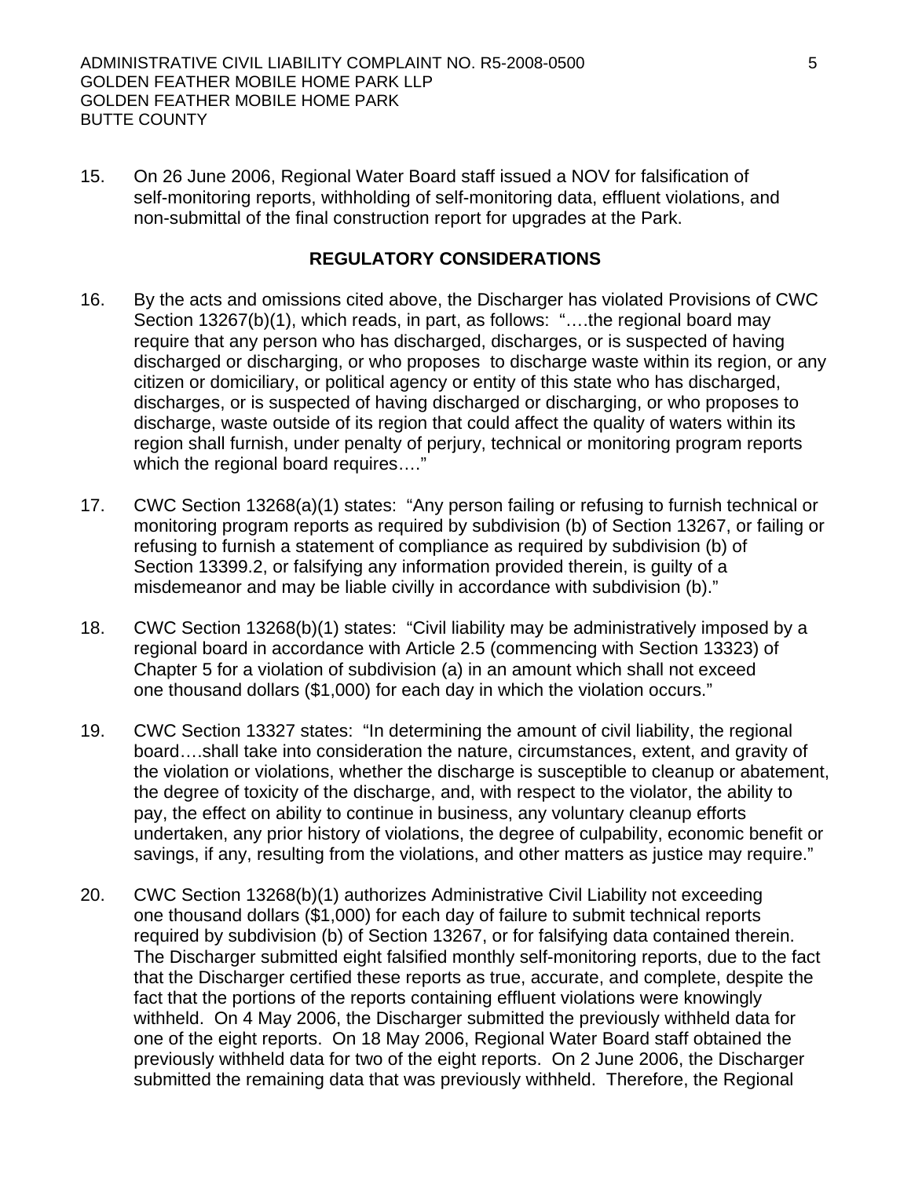15. On 26 June 2006, Regional Water Board staff issued a NOV for falsification of self-monitoring reports, withholding of self-monitoring data, effluent violations, and non-submittal of the final construction report for upgrades at the Park.

## REGULATORY CONSIDERATIONS

16. By the acts and omissions cited above, the Discharger has violated Provisions of CWC Section 13267(b)(1), which reads, in part, as follows: "….the regional board may require that any person who has discharged, discharges, or is suspected of having discharged or discharging, or who proposes to discharge waste within its region, or any citizen or domiciliary, or political agency or entity of this state who has discharged, discharges, or is suspected of having discharged or discharging, or who proposes to discharge, waste outside of its region that could affect the quality of waters within its region shall furnish, under penalty of perjury, technical or monitoring program reports which the regional board requires…."

17. CWC Section 13268(a)(1) states: "Any person failing or refusing to furnish technical or monitoring program reports as required by subdivision (b) of Section 13267, or failing or refusing to furnish a statement of compliance as required by subdivision (b) of Section 13399.2, or falsifying any information provided therein, is guilty of a misdemeanor and may be liable civilly in accordance with subdivision (b)."

18. CWC Section 13268(b)(1) states: "Civil liability may be administratively imposed by a regional board in accordance with Article 2.5 (commencing with Section 13323) of Chapter 5 for a violation of subdivision (a) in an amount which shall not exceed one thousand dollars ($1,000) for each day in which the violation occurs."

19. CWC Section 13327 states: "In determining the amount of civil liability, the regional board….shall take into consideration the nature, circumstances, extent, and gravity of the violation or violations, whether the discharge is susceptible to cleanup or abatement, the degree of toxicity of the discharge, and, with respect to the violator, the ability to pay, the effect on ability to continue in business, any voluntary cleanup efforts undertaken, any prior history of violations, the degree of culpability, economic benefit or savings, if any, resulting from the violations, and other matters as justice may require."

20. CWC Section 13268(b)(1) authorizes Administrative Civil Liability not exceeding one thousand dollars ($1,000) for each day of failure to submit technical reports required by subdivision (b) of Section 13267, or for falsifying data contained therein. The Discharger submitted eight falsified monthly self-monitoring reports, due to the fact that the Discharger certified these reports as true, accurate, and complete, despite the fact that the portions of the reports containing effluent violations were knowingly withheld. On 4 May 2006, the Discharger submitted the previously withheld data for one of the eight reports. On 18 May 2006, Regional Water Board staff obtained the previously withheld data for two of the eight reports. On 2 June 2006, the Discharger submitted the remaining data that was previously withheld. Therefore, the Regional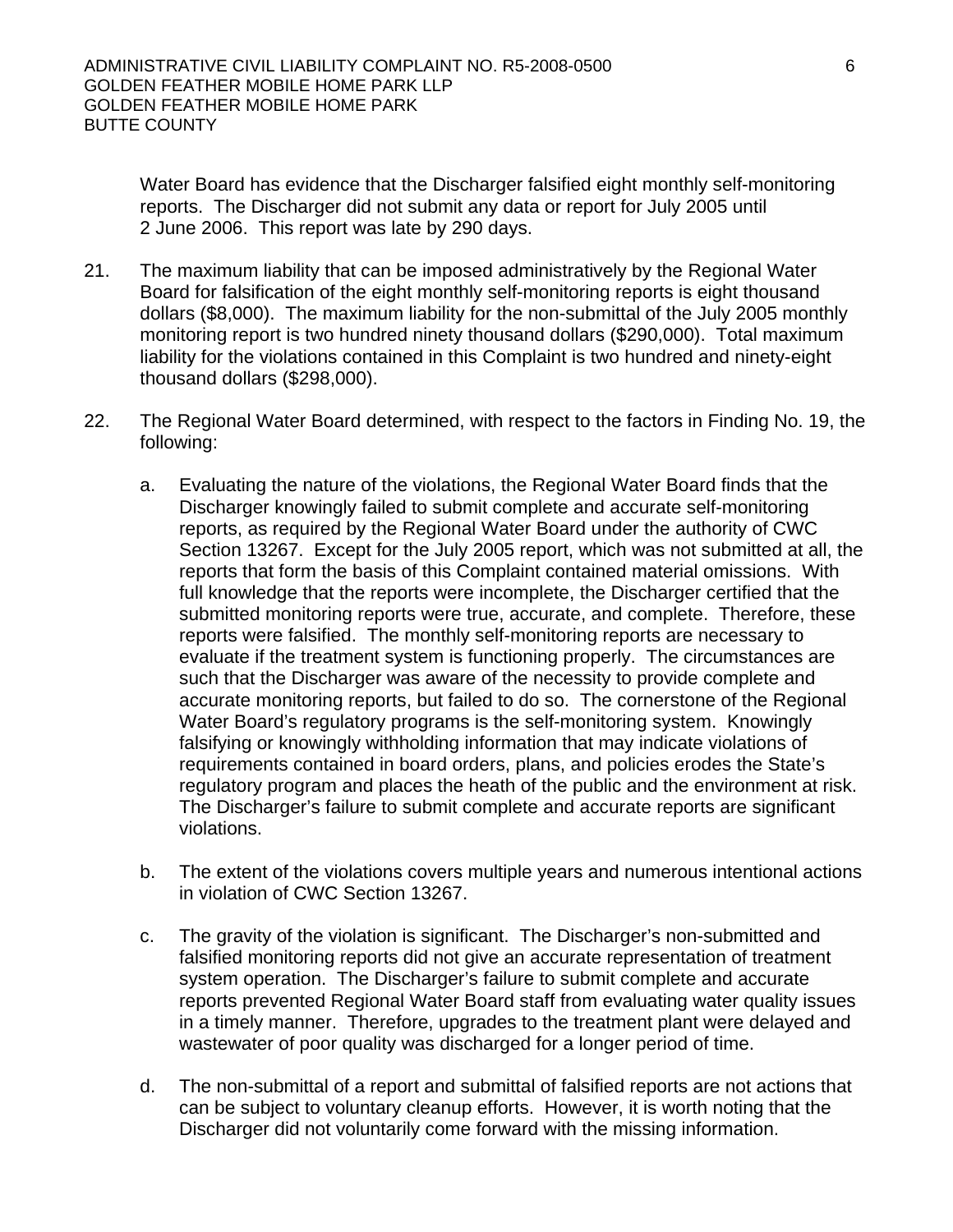Water Board has evidence that the Discharger falsified eight monthly self-monitoring reports. The Discharger did not submit any data or report for July 2005 until 2 June 2006. This report was late by 290 days.

21. The maximum liability that can be imposed administratively by the Regional Water Board for falsification of the eight monthly self-monitoring reports is eight thousand dollars ($8,000). The maximum liability for the non-submittal of the July 2005 monthly monitoring report is two hundred ninety thousand dollars ($290,000). Total maximum liability for the violations contained in this Complaint is two hundred and ninety-eight thousand dollars ($298,000).

22. The Regional Water Board determined, with respect to the factors in Finding No. 19, the following:

    a. Evaluating the nature of the violations, the Regional Water Board finds that the Discharger knowingly failed to submit complete and accurate self-monitoring reports, as required by the Regional Water Board under the authority of CWC Section 13267. Except for the July 2005 report, which was not submitted at all, the reports that form the basis of this Complaint contained material omissions. With full knowledge that the reports were incomplete, the Discharger certified that the submitted monitoring reports were true, accurate, and complete. Therefore, these reports were falsified. The monthly self-monitoring reports are necessary to evaluate if the treatment system is functioning properly. The circumstances are such that the Discharger was aware of the necessity to provide complete and accurate monitoring reports, but failed to do so. The cornerstone of the Regional Water Board's regulatory programs is the self-monitoring system. Knowingly falsifying or knowingly withholding information that may indicate violations of requirements contained in board orders, plans, and policies erodes the State's regulatory program and places the heath of the public and the environment at risk. The Discharger's failure to submit complete and accurate reports are significant violations.

    b. The extent of the violations covers multiple years and numerous intentional actions in violation of CWC Section 13267.

    c. The gravity of the violation is significant. The Discharger's non-submitted and falsified monitoring reports did not give an accurate representation of treatment system operation. The Discharger's failure to submit complete and accurate reports prevented Regional Water Board staff from evaluating water quality issues in a timely manner. Therefore, upgrades to the treatment plant were delayed and wastewater of poor quality was discharged for a longer period of time.

    d. The non-submittal of a report and submittal of falsified reports are not actions that can be subject to voluntary cleanup efforts. However, it is worth noting that the Discharger did not voluntarily come forward with the missing information.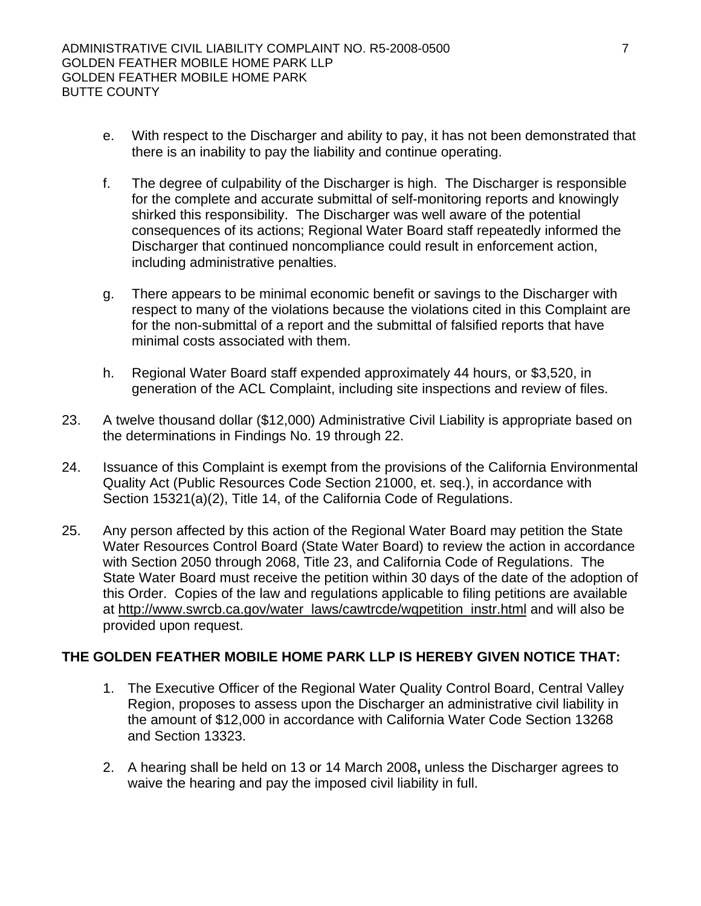e. With respect to the Discharger and ability to pay, it has not been demonstrated that there is an inability to pay the liability and continue operating.

f. The degree of culpability of the Discharger is high. The Discharger is responsible for the complete and accurate submittal of self-monitoring reports and knowingly shirked this responsibility. The Discharger was well aware of the potential consequences of its actions; Regional Water Board staff repeatedly informed the Discharger that continued noncompliance could result in enforcement action, including administrative penalties.

g. There appears to be minimal economic benefit or savings to the Discharger with respect to many of the violations because the violations cited in this Complaint are for the non-submittal of a report and the submittal of falsified reports that have minimal costs associated with them.

h. Regional Water Board staff expended approximately 44 hours, or $3,520, in generation of the ACL Complaint, including site inspections and review of files.

23. A twelve thousand dollar ($12,000) Administrative Civil Liability is appropriate based on the determinations in Findings No. 19 through 22.

24. Issuance of this Complaint is exempt from the provisions of the California Environmental Quality Act (Public Resources Code Section 21000, et. seq.), in accordance with Section 15321(a)(2), Title 14, of the California Code of Regulations.

25. Any person affected by this action of the Regional Water Board may petition the State Water Resources Control Board (State Water Board) to review the action in accordance with Section 2050 through 2068, Title 23, and California Code of Regulations. The State Water Board must receive the petition within 30 days of the date of the adoption of this Order. Copies of the law and regulations applicable to filing petitions are available at http://www.swrcb.ca.gov/water_laws/cawtrcde/wqpetition_instr.html and will also be provided upon request.

**THE GOLDEN FEATHER MOBILE HOME PARK LLP IS HEREBY GIVEN NOTICE THAT:**

1. The Executive Officer of the Regional Water Quality Control Board, Central Valley Region, proposes to assess upon the Discharger an administrative civil liability in the amount of $12,000 in accordance with California Water Code Section 13268 and Section 13323.

2. A hearing shall be held on 13 or 14 March 2008**,** unless the Discharger agrees to waive the hearing and pay the imposed civil liability in full.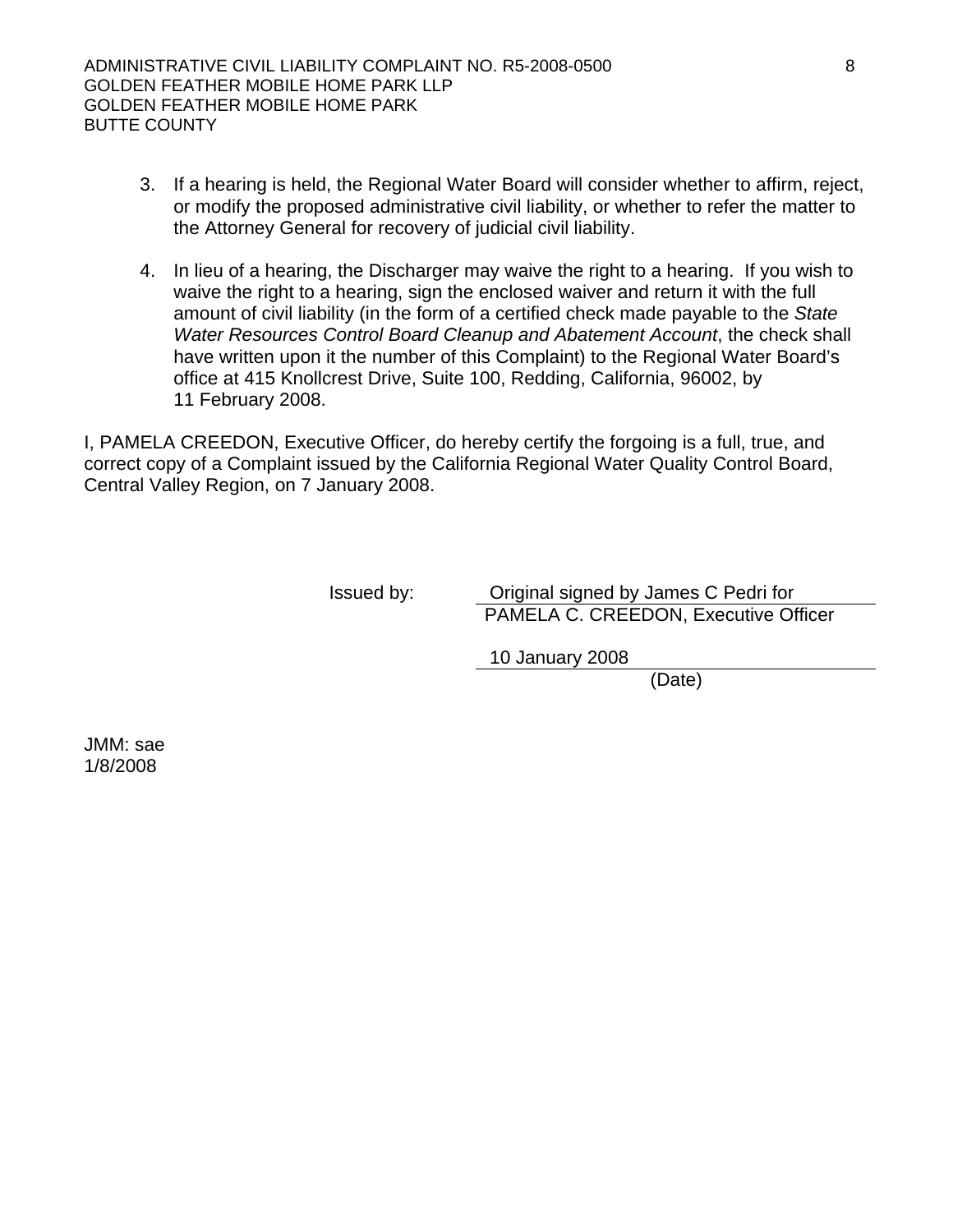3. If a hearing is held, the Regional Water Board will consider whether to affirm, reject, or modify the proposed administrative civil liability, or whether to refer the matter to the Attorney General for recovery of judicial civil liability.

4. In lieu of a hearing, the Discharger may waive the right to a hearing. If you wish to waive the right to a hearing, sign the enclosed waiver and return it with the full amount of civil liability (in the form of a certified check made payable to the *State Water Resources Control Board Cleanup and Abatement Account*, the check shall have written upon it the number of this Complaint) to the Regional Water Board's office at 415 Knollcrest Drive, Suite 100, Redding, California, 96002, by 11 February 2008.

I, PAMELA CREEDON, Executive Officer, do hereby certify the forgoing is a full, true, and correct copy of a Complaint issued by the California Regional Water Quality Control Board, Central Valley Region, on 7 January 2008.

Issued by: Original signed by James C Pedri for
PAMELA C. CREEDON, Executive Officer

10 January 2008
(Date)

JMM: sae
1/8/2008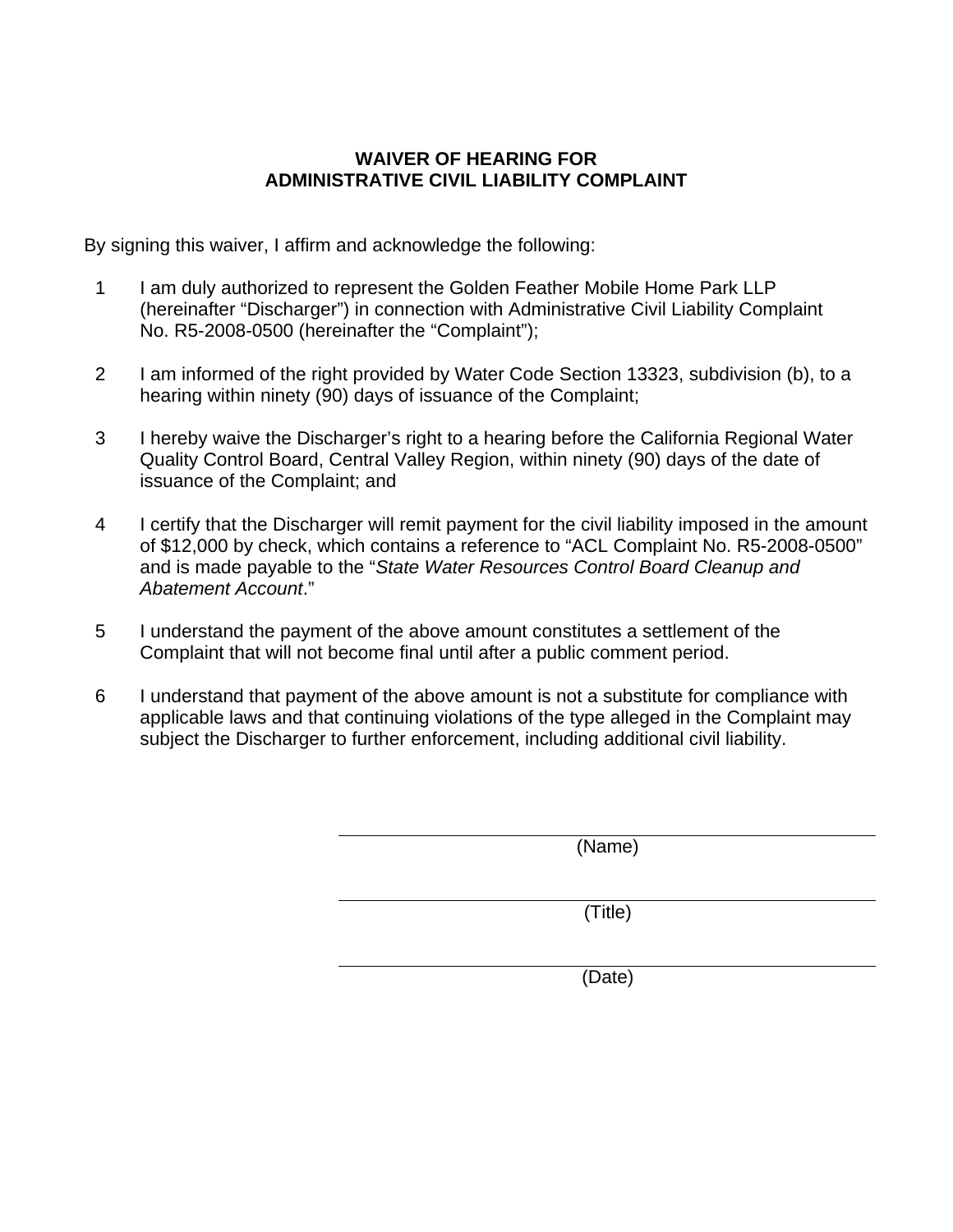**WAIVER OF HEARING FOR**
**ADMINISTRATIVE CIVIL LIABILITY COMPLAINT**

By signing this waiver, I affirm and acknowledge the following:

1. I am duly authorized to represent the Golden Feather Mobile Home Park LLP (hereinafter "Discharger") in connection with Administrative Civil Liability Complaint No. R5-2008-0500 (hereinafter the "Complaint");

2. I am informed of the right provided by Water Code Section 13323, subdivision (b), to a hearing within ninety (90) days of issuance of the Complaint;

3. I hereby waive the Discharger's right to a hearing before the California Regional Water Quality Control Board, Central Valley Region, within ninety (90) days of the date of issuance of the Complaint; and

4. I certify that the Discharger will remit payment for the civil liability imposed in the amount of $12,000 by check, which contains a reference to "ACL Complaint No. R5-2008-0500" and is made payable to the "*State Water Resources Control Board Cleanup and Abatement Account*."

5. I understand the payment of the above amount constitutes a settlement of the Complaint that will not become final until after a public comment period.

6. I understand that payment of the above amount is not a substitute for compliance with applicable laws and that continuing violations of the type alleged in the Complaint may subject the Discharger to further enforcement, including additional civil liability.

\_\_\_\_\_\_\_\_\_\_\_\_\_\_\_\_\_\_\_\_\_\_\_\_\_\_\_\_\_\_\_\_\_\_\_\_\_\_\_\_
(Name)

\_\_\_\_\_\_\_\_\_\_\_\_\_\_\_\_\_\_\_\_\_\_\_\_\_\_\_\_\_\_\_\_\_\_\_\_\_\_\_\_
(Title)

\_\_\_\_\_\_\_\_\_\_\_\_\_\_\_\_\_\_\_\_\_\_\_\_\_\_\_\_\_\_\_\_\_\_\_\_\_\_\_\_
(Date)